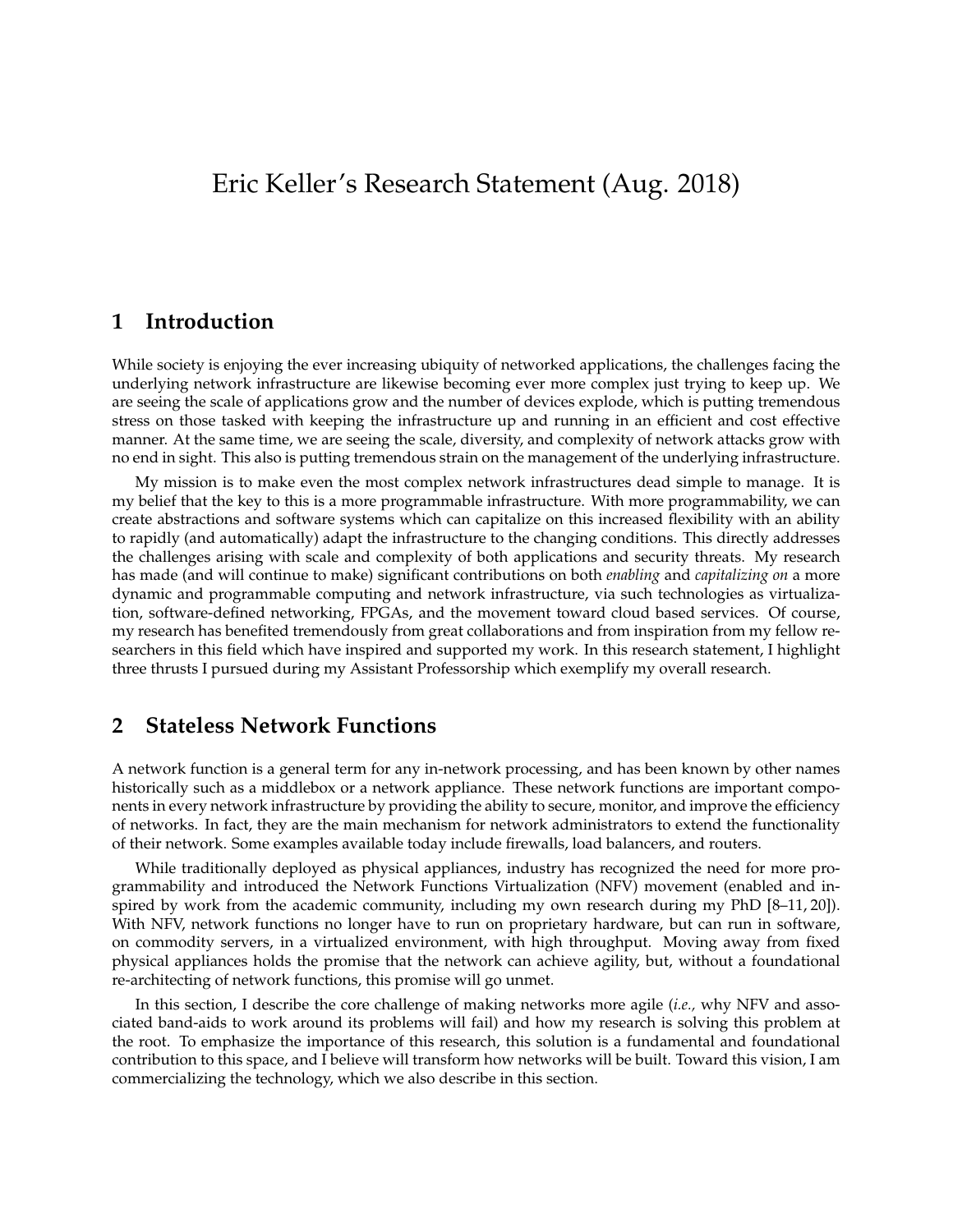# Eric Keller's Research Statement (Aug. 2018)

## 1 Introduction

While society is enjoying the ever increasing ubiquity of networked applications, the challenges facing the underlying network infrastructure are likewise becoming ever more complex just trying to keep up. We are seeing the scale of applications grow and the number of devices explode, which is putting tremendous stress on those tasked with keeping the infrastructure up and running in an efficient and cost effective manner. At the same time, we are seeing the scale, diversity, and complexity of network attacks grow with no end in sight. This also is putting tremendous strain on the management of the underlying infrastructure.

My mission is to make even the most complex network infrastructures dead simple to manage. It is my belief that the key to this is a more programmable infrastructure. With more programmability, we can create abstractions and software systems which can capitalize on this increased flexibility with an ability to rapidly (and automatically) adapt the infrastructure to the changing conditions. This directly addresses the challenges arising with scale and complexity of both applications and security threats. My research has made (and will continue to make) significant contributions on both *enabling* and *capitalizing on* a more dynamic and programmable computing and network infrastructure, via such technologies as virtualization, software-defined networking, FPGAs, and the movement toward cloud based services. Of course, my research has benefited tremendously from great collaborations and from inspiration from my fellow researchers in this field which have inspired and supported my work. In this research statement, I highlight three thrusts I pursued during my Assistant Professorship which exemplify my overall research.

## 2 Stateless Network Functions

A network function is a general term for any in-network processing, and has been known by other names historically such as a middlebox or a network appliance. These network functions are important components in every network infrastructure by providing the ability to secure, monitor, and improve the efficiency of networks. In fact, they are the main mechanism for network administrators to extend the functionality of their network. Some examples available today include firewalls, load balancers, and routers.

While traditionally deployed as physical appliances, industry has recognized the need for more programmability and introduced the Network Functions Virtualization (NFV) movement (enabled and inspired by work from the academic community, including my own research during my PhD [8–11, 20]). With NFV, network functions no longer have to run on proprietary hardware, but can run in software, on commodity servers, in a virtualized environment, with high throughput. Moving away from fixed physical appliances holds the promise that the network can achieve agility, but, without a foundational re-architecting of network functions, this promise will go unmet.

In this section, I describe the core challenge of making networks more agile (*i.e.,* why NFV and associated band-aids to work around its problems will fail) and how my research is solving this problem at the root. To emphasize the importance of this research, this solution is a fundamental and foundational contribution to this space, and I believe will transform how networks will be built. Toward this vision, I am commercializing the technology, which we also describe in this section.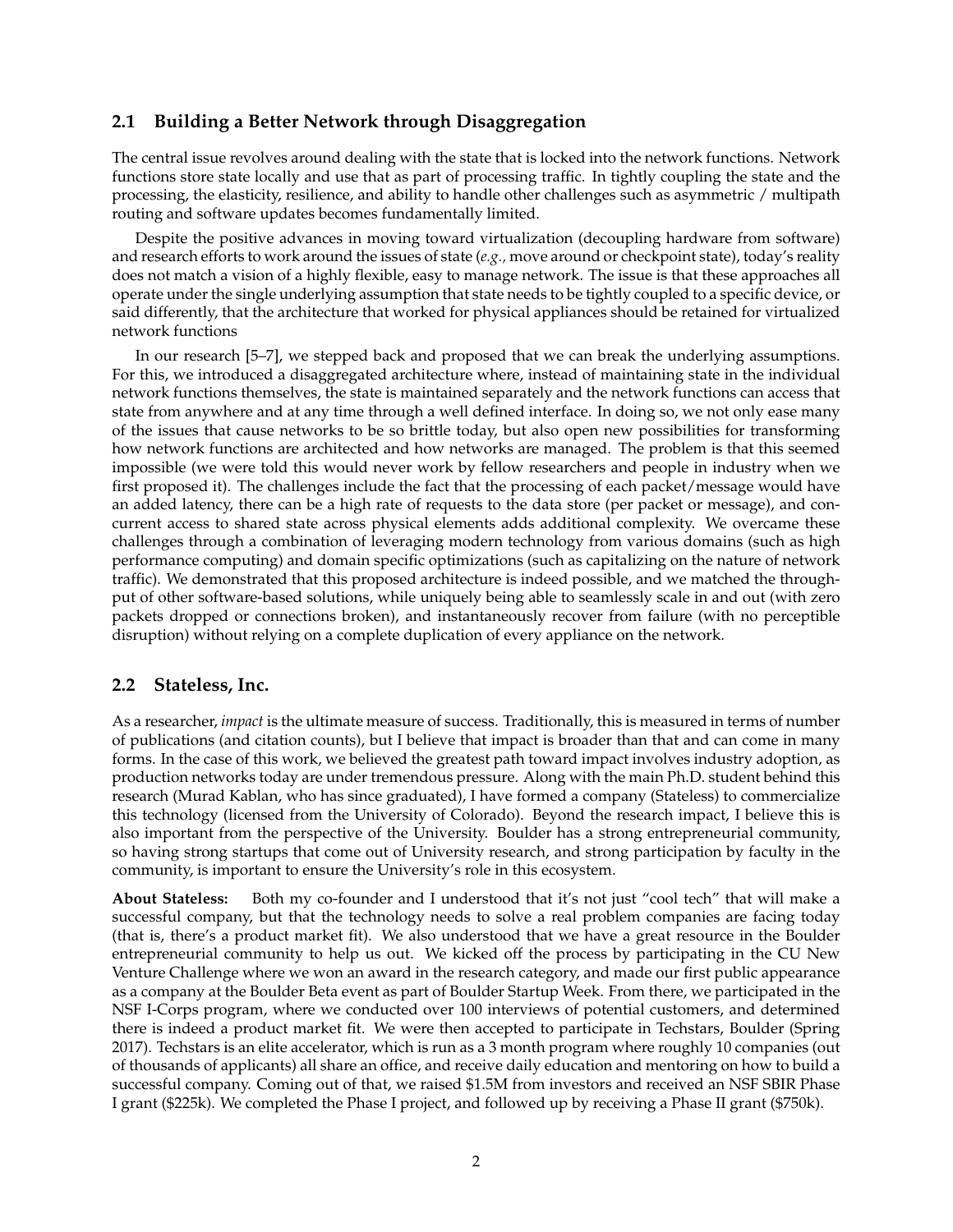## 2.1 Building a Better Network through Disaggregation

The central issue revolves around dealing with the state that is locked into the network functions. Network functions store state locally and use that as part of processing traffic. In tightly coupling the state and the processing, the elasticity, resilience, and ability to handle other challenges such as asymmetric / multipath routing and software updates becomes fundamentally limited.

Despite the positive advances in moving toward virtualization (decoupling hardware from software) and research efforts to work around the issues of state (*e.g.*, move around or checkpoint state), today's reality does not match a vision of a highly flexible, easy to manage network. The issue is that these approaches all operate under the single underlying assumption that state needs to be tightly coupled to a specific device, or said differently, that the architecture that worked for physical appliances should be retained for virtualized network functions

In our research [5–7], we stepped back and proposed that we can break the underlying assumptions. For this, we introduced a disaggregated architecture where, instead of maintaining state in the individual network functions themselves, the state is maintained separately and the network functions can access that state from anywhere and at any time through a well defined interface. In doing so, we not only ease many of the issues that cause networks to be so brittle today, but also open new possibilities for transforming how network functions are architected and how networks are managed. The problem is that this seemed impossible (we were told this would never work by fellow researchers and people in industry when we first proposed it). The challenges include the fact that the processing of each packet/message would have an added latency, there can be a high rate of requests to the data store (per packet or message), and concurrent access to shared state across physical elements adds additional complexity. We overcame these challenges through a combination of leveraging modern technology from various domains (such as high performance computing) and domain specific optimizations (such as capitalizing on the nature of network traffic). We demonstrated that this proposed architecture is indeed possible, and we matched the throughput of other software-based solutions, while uniquely being able to seamlessly scale in and out (with zero packets dropped or connections broken), and instantaneously recover from failure (with no perceptible disruption) without relying on a complete duplication of every appliance on the network.

## 2.2 Stateless, Inc.

As a researcher, *impact* is the ultimate measure of success. Traditionally, this is measured in terms of number of publications (and citation counts), but I believe that impact is broader than that and can come in many forms. In the case of this work, we believed the greatest path toward impact involves industry adoption, as production networks today are under tremendous pressure. Along with the main Ph.D. student behind this research (Murad Kablan, who has since graduated), I have formed a company (Stateless) to commercialize this technology (licensed from the University of Colorado). Beyond the research impact, I believe this is also important from the perspective of the University. Boulder has a strong entrepreneurial community, so having strong startups that come out of University research, and strong participation by faculty in the community, is important to ensure the University's role in this ecosystem.

**About Stateless:** Both my co-founder and I understood that it's not just "cool tech" that will make a successful company, but that the technology needs to solve a real problem companies are facing today (that is, there's a product market fit). We also understood that we have a great resource in the Boulder entrepreneurial community to help us out. We kicked off the process by participating in the CU New Venture Challenge where we won an award in the research category, and made our first public appearance as a company at the Boulder Beta event as part of Boulder Startup Week. From there, we participated in the NSF I-Corps program, where we conducted over 100 interviews of potential customers, and determined there is indeed a product market fit. We were then accepted to participate in Techstars, Boulder (Spring 2017). Techstars is an elite accelerator, which is run as a 3 month program where roughly 10 companies (out of thousands of applicants) all share an office, and receive daily education and mentoring on how to build a successful company. Coming out of that, we raised $1.5M from investors and received an NSF SBIR Phase I grant ($225k). We completed the Phase I project, and followed up by receiving a Phase II grant ($750k).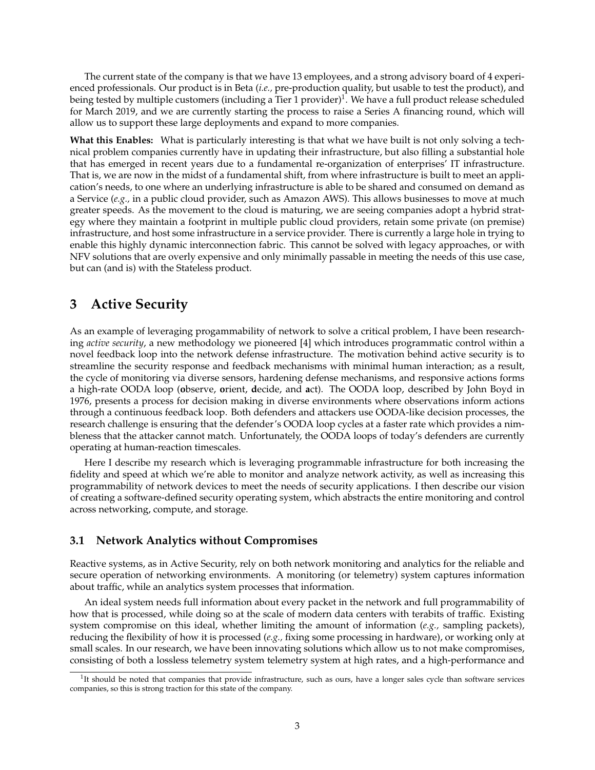The current state of the company is that we have 13 employees, and a strong advisory board of 4 experienced professionals. Our product is in Beta (*i.e.,* pre-production quality, but usable to test the product), and being tested by multiple customers (including a Tier 1 provider)[1]. We have a full product release scheduled for March 2019, and we are currently starting the process to raise a Series A financing round, which will allow us to support these large deployments and expand to more companies.

**What this Enables:** What is particularly interesting is that what we have built is not only solving a technical problem companies currently have in updating their infrastructure, but also filling a substantial hole that has emerged in recent years due to a fundamental re-organization of enterprises' IT infrastructure. That is, we are now in the midst of a fundamental shift, from where infrastructure is built to meet an application's needs, to one where an underlying infrastructure is able to be shared and consumed on demand as a Service (*e.g.,* in a public cloud provider, such as Amazon AWS). This allows businesses to move at much greater speeds. As the movement to the cloud is maturing, we are seeing companies adopt a hybrid strategy where they maintain a footprint in multiple public cloud providers, retain some private (on premise) infrastructure, and host some infrastructure in a service provider. There is currently a large hole in trying to enable this highly dynamic interconnection fabric. This cannot be solved with legacy approaches, or with NFV solutions that are overly expensive and only minimally passable in meeting the needs of this use case, but can (and is) with the Stateless product.

# 3 Active Security

As an example of leveraging progammability of network to solve a critical problem, I have been researching *active security*, a new methodology we pioneered [4] which introduces programmatic control within a novel feedback loop into the network defense infrastructure. The motivation behind active security is to streamline the security response and feedback mechanisms with minimal human interaction; as a result, the cycle of monitoring via diverse sensors, hardening defense mechanisms, and responsive actions forms a high-rate OODA loop (**o**bserve, **o**rient, **d**ecide, and **a**ct). The OODA loop, described by John Boyd in 1976, presents a process for decision making in diverse environments where observations inform actions through a continuous feedback loop. Both defenders and attackers use OODA-like decision processes, the research challenge is ensuring that the defender's OODA loop cycles at a faster rate which provides a nimbleness that the attacker cannot match. Unfortunately, the OODA loops of today's defenders are currently operating at human-reaction timescales.

Here I describe my research which is leveraging programmable infrastructure for both increasing the fidelity and speed at which we're able to monitor and analyze network activity, as well as increasing this programmability of network devices to meet the needs of security applications. I then describe our vision of creating a software-defined security operating system, which abstracts the entire monitoring and control across networking, compute, and storage.

## 3.1 Network Analytics without Compromises

Reactive systems, as in Active Security, rely on both network monitoring and analytics for the reliable and secure operation of networking environments. A monitoring (or telemetry) system captures information about traffic, while an analytics system processes that information.

An ideal system needs full information about every packet in the network and full programmability of how that is processed, while doing so at the scale of modern data centers with terabits of traffic. Existing system compromise on this ideal, whether limiting the amount of information (*e.g.,* sampling packets), reducing the flexibility of how it is processed (*e.g.,* fixing some processing in hardware), or working only at small scales. In our research, we have been innovating solutions which allow us to not make compromises, consisting of both a lossless telemetry system telemetry system at high rates, and a high-performance and

[1] It should be noted that companies that provide infrastructure, such as ours, have a longer sales cycle than software services companies, so this is strong traction for this state of the company.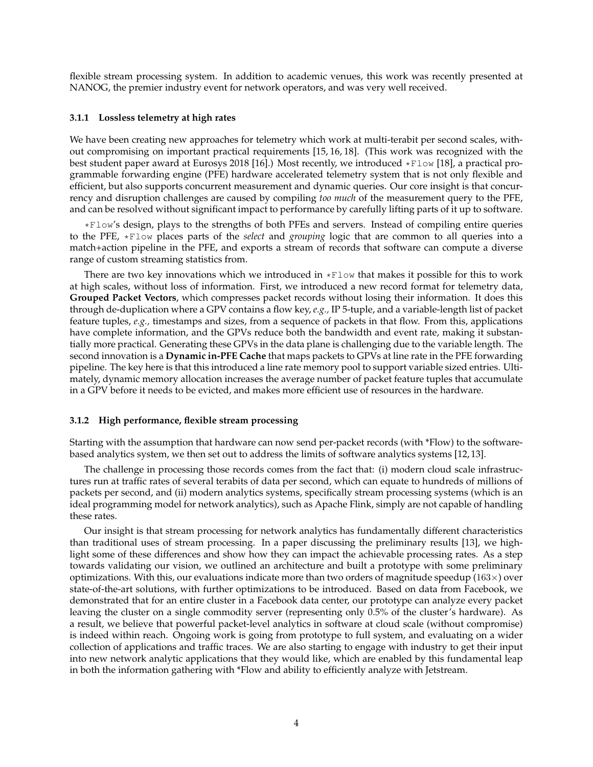flexible stream processing system. In addition to academic venues, this work was recently presented at NANOG, the premier industry event for network operators, and was very well received.

### 3.1.1 Lossless telemetry at high rates

We have been creating new approaches for telemetry which work at multi-terabit per second scales, without compromising on important practical requirements [15, 16, 18]. (This work was recognized with the best student paper award at Eurosys 2018 [16].) Most recently, we introduced `*Flow` [18], a practical programmable forwarding engine (PFE) hardware accelerated telemetry system that is not only flexible and efficient, but also supports concurrent measurement and dynamic queries. Our core insight is that concurrency and disruption challenges are caused by compiling *too much* of the measurement query to the PFE, and can be resolved without significant impact to performance by carefully lifting parts of it up to software.

`*Flow`'s design, plays to the strengths of both PFEs and servers. Instead of compiling entire queries to the PFE, `*Flow` places parts of the *select* and *grouping* logic that are common to all queries into a match+action pipeline in the PFE, and exports a stream of records that software can compute a diverse range of custom streaming statistics from.

There are two key innovations which we introduced in `*Flow` that makes it possible for this to work at high scales, without loss of information. First, we introduced a new record format for telemetry data, **Grouped Packet Vectors**, which compresses packet records without losing their information. It does this through de-duplication where a GPV contains a flow key, *e.g.,* IP 5-tuple, and a variable-length list of packet feature tuples, *e.g.,* timestamps and sizes, from a sequence of packets in that flow. From this, applications have complete information, and the GPVs reduce both the bandwidth and event rate, making it substantially more practical. Generating these GPVs in the data plane is challenging due to the variable length. The second innovation is a **Dynamic in-PFE Cache** that maps packets to GPVs at line rate in the PFE forwarding pipeline. The key here is that this introduced a line rate memory pool to support variable sized entries. Ultimately, dynamic memory allocation increases the average number of packet feature tuples that accumulate in a GPV before it needs to be evicted, and makes more efficient use of resources in the hardware.

### 3.1.2 High performance, flexible stream processing

Starting with the assumption that hardware can now send per-packet records (with *Flow) to the software-based analytics system, we then set out to address the limits of software analytics systems [12, 13].

The challenge in processing those records comes from the fact that: (i) modern cloud scale infrastructures run at traffic rates of several terabits of data per second, which can equate to hundreds of millions of packets per second, and (ii) modern analytics systems, specifically stream processing systems (which is an ideal programming model for network analytics), such as Apache Flink, simply are not capable of handling these rates.

Our insight is that stream processing for network analytics has fundamentally different characteristics than traditional uses of stream processing. In a paper discussing the preliminary results [13], we highlight some of these differences and show how they can impact the achievable processing rates. As a step towards validating our vision, we outlined an architecture and built a prototype with some preliminary optimizations. With this, our evaluations indicate more than two orders of magnitude speedup ($163\times$) over state-of-the-art solutions, with further optimizations to be introduced. Based on data from Facebook, we demonstrated that for an entire cluster in a Facebook data center, our prototype can analyze every packet leaving the cluster on a single commodity server (representing only 0.5% of the cluster's hardware). As a result, we believe that powerful packet-level analytics in software at cloud scale (without compromise) is indeed within reach. Ongoing work is going from prototype to full system, and evaluating on a wider collection of applications and traffic traces. We are also starting to engage with industry to get their input into new network analytic applications that they would like, which are enabled by this fundamental leap in both the information gathering with *Flow and ability to efficiently analyze with Jetstream.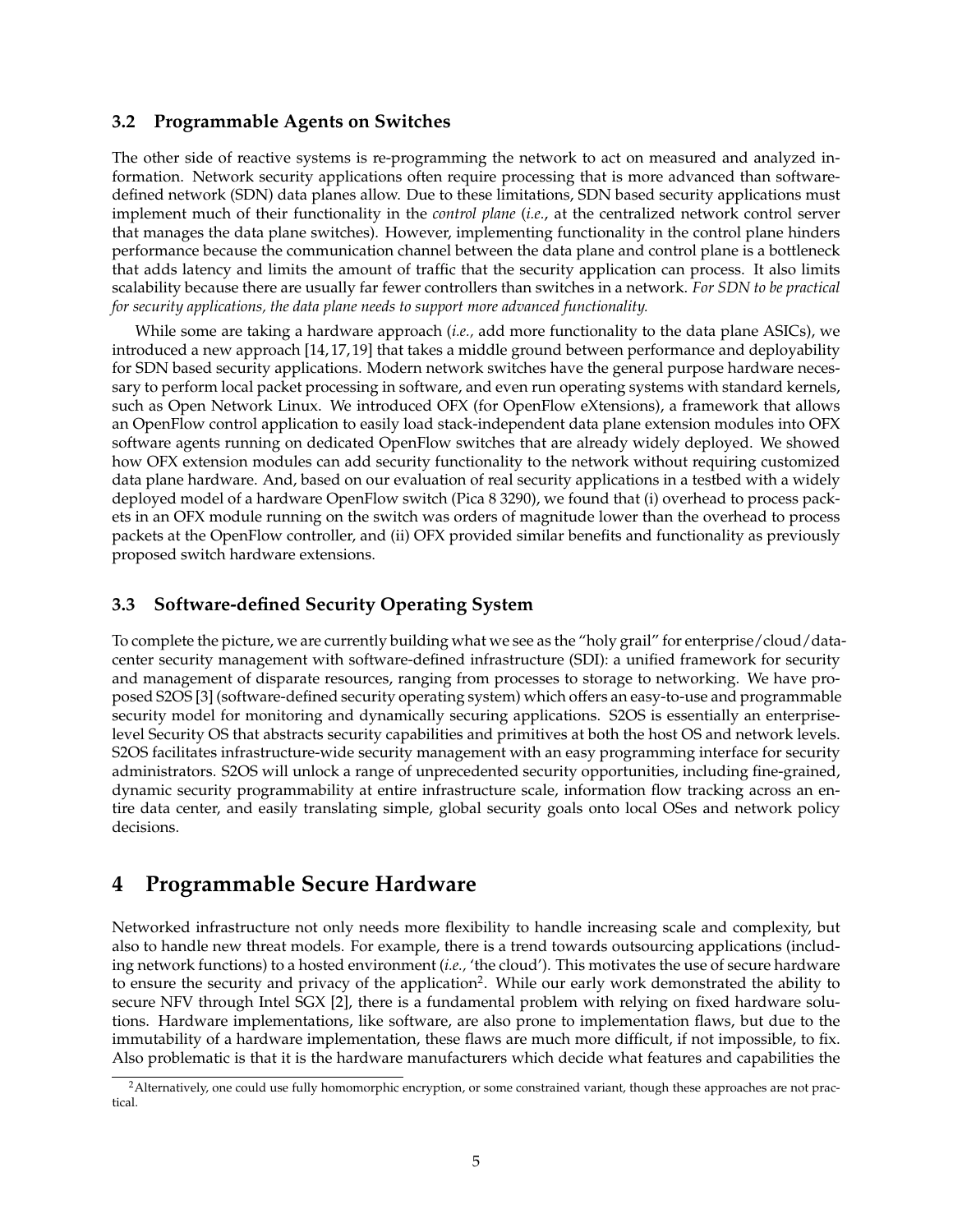### 3.2 Programmable Agents on Switches

The other side of reactive systems is re-programming the network to act on measured and analyzed information. Network security applications often require processing that is more advanced than software-defined network (SDN) data planes allow. Due to these limitations, SDN based security applications must implement much of their functionality in the *control plane* (*i.e.*, at the centralized network control server that manages the data plane switches). However, implementing functionality in the control plane hinders performance because the communication channel between the data plane and control plane is a bottleneck that adds latency and limits the amount of traffic that the security application can process. It also limits scalability because there are usually far fewer controllers than switches in a network. *For SDN to be practical for security applications, the data plane needs to support more advanced functionality.*

While some are taking a hardware approach (*i.e.,* add more functionality to the data plane ASICs), we introduced a new approach [14, 17, 19] that takes a middle ground between performance and deployability for SDN based security applications. Modern network switches have the general purpose hardware necessary to perform local packet processing in software, and even run operating systems with standard kernels, such as Open Network Linux. We introduced OFX (for OpenFlow eXtensions), a framework that allows an OpenFlow control application to easily load stack-independent data plane extension modules into OFX software agents running on dedicated OpenFlow switches that are already widely deployed. We showed how OFX extension modules can add security functionality to the network without requiring customized data plane hardware. And, based on our evaluation of real security applications in a testbed with a widely deployed model of a hardware OpenFlow switch (Pica 8 3290), we found that (i) overhead to process packets in an OFX module running on the switch was orders of magnitude lower than the overhead to process packets at the OpenFlow controller, and (ii) OFX provided similar benefits and functionality as previously proposed switch hardware extensions.

### 3.3 Software-defined Security Operating System

To complete the picture, we are currently building what we see as the "holy grail" for enterprise/cloud/datacenter security management with software-defined infrastructure (SDI): a unified framework for security and management of disparate resources, ranging from processes to storage to networking. We have proposed S2OS [3] (software-defined security operating system) which offers an easy-to-use and programmable security model for monitoring and dynamically securing applications. S2OS is essentially an enterprise-level Security OS that abstracts security capabilities and primitives at both the host OS and network levels. S2OS facilitates infrastructure-wide security management with an easy programming interface for security administrators. S2OS will unlock a range of unprecedented security opportunities, including fine-grained, dynamic security programmability at entire infrastructure scale, information flow tracking across an entire data center, and easily translating simple, global security goals onto local OSes and network policy decisions.

## 4 Programmable Secure Hardware

Networked infrastructure not only needs more flexibility to handle increasing scale and complexity, but also to handle new threat models. For example, there is a trend towards outsourcing applications (including network functions) to a hosted environment (*i.e.,* 'the cloud'). This motivates the use of secure hardware to ensure the security and privacy of the application[2]. While our early work demonstrated the ability to secure NFV through Intel SGX [2], there is a fundamental problem with relying on fixed hardware solutions. Hardware implementations, like software, are also prone to implementation flaws, but due to the immutability of a hardware implementation, these flaws are much more difficult, if not impossible, to fix. Also problematic is that it is the hardware manufacturers which decide what features and capabilities the

[2] Alternatively, one could use fully homomorphic encryption, or some constrained variant, though these approaches are not practical.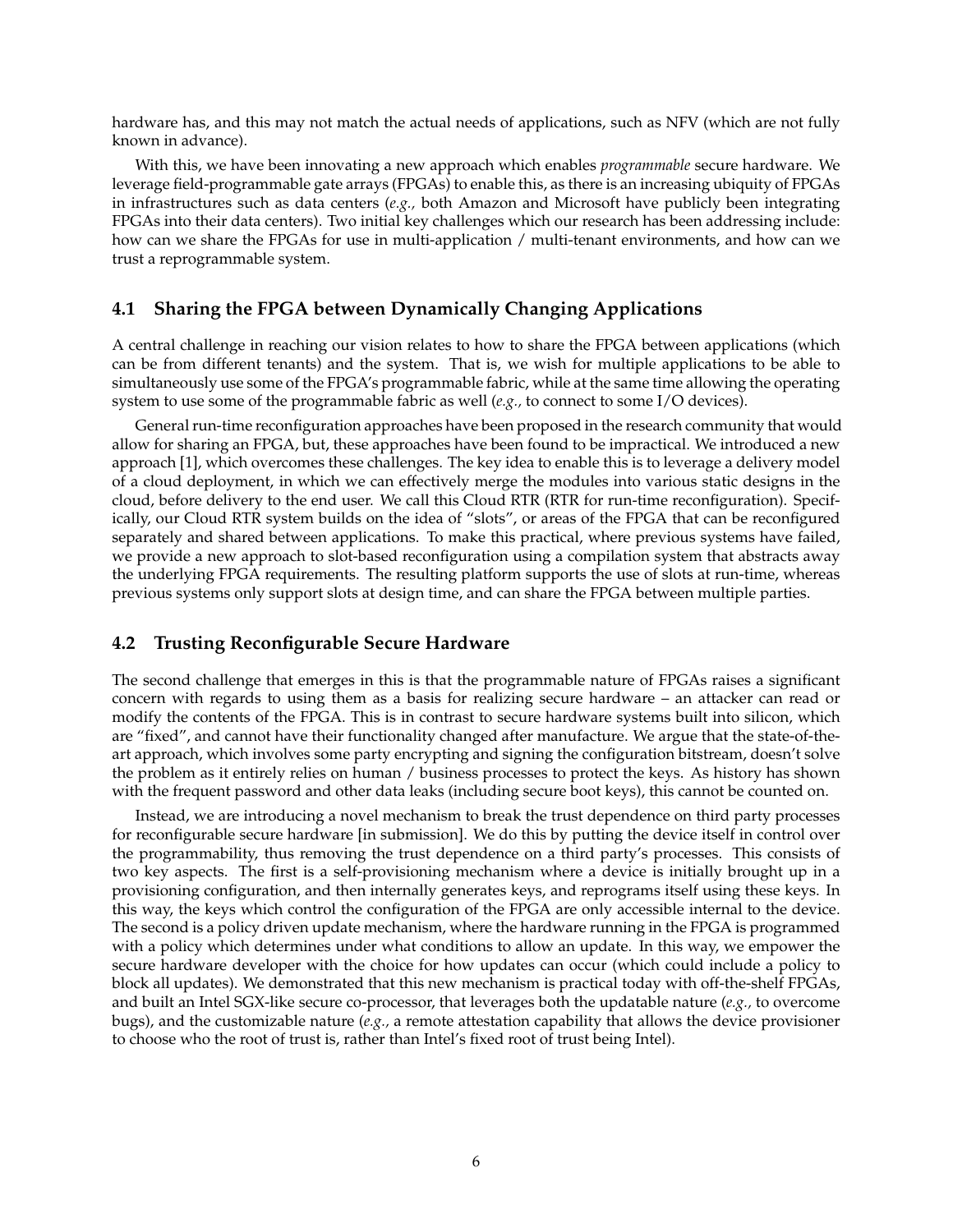hardware has, and this may not match the actual needs of applications, such as NFV (which are not fully known in advance).

With this, we have been innovating a new approach which enables *programmable* secure hardware. We leverage field-programmable gate arrays (FPGAs) to enable this, as there is an increasing ubiquity of FPGAs in infrastructures such as data centers (*e.g.,* both Amazon and Microsoft have publicly been integrating FPGAs into their data centers). Two initial key challenges which our research has been addressing include: how can we share the FPGAs for use in multi-application / multi-tenant environments, and how can we trust a reprogrammable system.

### 4.1 Sharing the FPGA between Dynamically Changing Applications

A central challenge in reaching our vision relates to how to share the FPGA between applications (which can be from different tenants) and the system. That is, we wish for multiple applications to be able to simultaneously use some of the FPGA's programmable fabric, while at the same time allowing the operating system to use some of the programmable fabric as well (*e.g.,* to connect to some I/O devices).

General run-time reconfiguration approaches have been proposed in the research community that would allow for sharing an FPGA, but, these approaches have been found to be impractical. We introduced a new approach [1], which overcomes these challenges. The key idea to enable this is to leverage a delivery model of a cloud deployment, in which we can effectively merge the modules into various static designs in the cloud, before delivery to the end user. We call this Cloud RTR (RTR for run-time reconfiguration). Specifically, our Cloud RTR system builds on the idea of "slots", or areas of the FPGA that can be reconfigured separately and shared between applications. To make this practical, where previous systems have failed, we provide a new approach to slot-based reconfiguration using a compilation system that abstracts away the underlying FPGA requirements. The resulting platform supports the use of slots at run-time, whereas previous systems only support slots at design time, and can share the FPGA between multiple parties.

### 4.2 Trusting Reconfigurable Secure Hardware

The second challenge that emerges in this is that the programmable nature of FPGAs raises a significant concern with regards to using them as a basis for realizing secure hardware – an attacker can read or modify the contents of the FPGA. This is in contrast to secure hardware systems built into silicon, which are "fixed", and cannot have their functionality changed after manufacture. We argue that the state-of-the-art approach, which involves some party encrypting and signing the configuration bitstream, doesn't solve the problem as it entirely relies on human / business processes to protect the keys. As history has shown with the frequent password and other data leaks (including secure boot keys), this cannot be counted on.

Instead, we are introducing a novel mechanism to break the trust dependence on third party processes for reconfigurable secure hardware [in submission]. We do this by putting the device itself in control over the programmability, thus removing the trust dependence on a third party's processes. This consists of two key aspects. The first is a self-provisioning mechanism where a device is initially brought up in a provisioning configuration, and then internally generates keys, and reprograms itself using these keys. In this way, the keys which control the configuration of the FPGA are only accessible internal to the device. The second is a policy driven update mechanism, where the hardware running in the FPGA is programmed with a policy which determines under what conditions to allow an update. In this way, we empower the secure hardware developer with the choice for how updates can occur (which could include a policy to block all updates). We demonstrated that this new mechanism is practical today with off-the-shelf FPGAs, and built an Intel SGX-like secure co-processor, that leverages both the updatable nature (*e.g.,* to overcome bugs), and the customizable nature (*e.g.,* a remote attestation capability that allows the device provisioner to choose who the root of trust is, rather than Intel's fixed root of trust being Intel).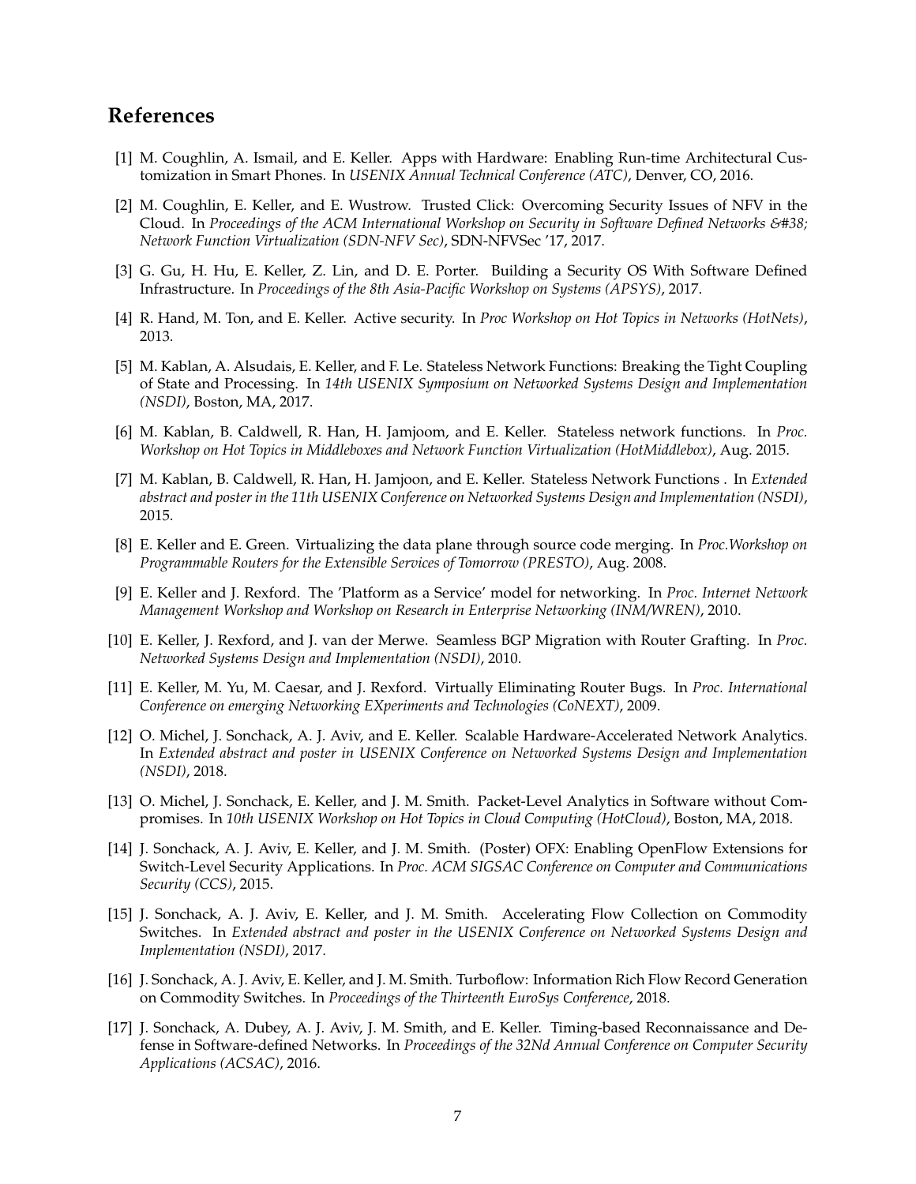## References

[1] M. Coughlin, A. Ismail, and E. Keller. Apps with Hardware: Enabling Run-time Architectural Customization in Smart Phones. In *USENIX Annual Technical Conference (ATC)*, Denver, CO, 2016.

[2] M. Coughlin, E. Keller, and E. Wustrow. Trusted Click: Overcoming Security Issues of NFV in the Cloud. In *Proceedings of the ACM International Workshop on Security in Software Defined Networks &#38; Network Function Virtualization (SDN-NFV Sec)*, SDN-NFVSec '17, 2017.

[3] G. Gu, H. Hu, E. Keller, Z. Lin, and D. E. Porter. Building a Security OS With Software Defined Infrastructure. In *Proceedings of the 8th Asia-Pacific Workshop on Systems (APSYS)*, 2017.

[4] R. Hand, M. Ton, and E. Keller. Active security. In *Proc Workshop on Hot Topics in Networks (HotNets)*, 2013.

[5] M. Kablan, A. Alsudais, E. Keller, and F. Le. Stateless Network Functions: Breaking the Tight Coupling of State and Processing. In *14th USENIX Symposium on Networked Systems Design and Implementation (NSDI)*, Boston, MA, 2017.

[6] M. Kablan, B. Caldwell, R. Han, H. Jamjoom, and E. Keller. Stateless network functions. In *Proc. Workshop on Hot Topics in Middleboxes and Network Function Virtualization (HotMiddlebox)*, Aug. 2015.

[7] M. Kablan, B. Caldwell, R. Han, H. Jamjoon, and E. Keller. Stateless Network Functions . In *Extended abstract and poster in the 11th USENIX Conference on Networked Systems Design and Implementation (NSDI)*, 2015.

[8] E. Keller and E. Green. Virtualizing the data plane through source code merging. In *Proc.Workshop on Programmable Routers for the Extensible Services of Tomorrow (PRESTO)*, Aug. 2008.

[9] E. Keller and J. Rexford. The 'Platform as a Service' model for networking. In *Proc. Internet Network Management Workshop and Workshop on Research in Enterprise Networking (INM/WREN)*, 2010.

[10] E. Keller, J. Rexford, and J. van der Merwe. Seamless BGP Migration with Router Grafting. In *Proc. Networked Systems Design and Implementation (NSDI)*, 2010.

[11] E. Keller, M. Yu, M. Caesar, and J. Rexford. Virtually Eliminating Router Bugs. In *Proc. International Conference on emerging Networking EXperiments and Technologies (CoNEXT)*, 2009.

[12] O. Michel, J. Sonchack, A. J. Aviv, and E. Keller. Scalable Hardware-Accelerated Network Analytics. In *Extended abstract and poster in USENIX Conference on Networked Systems Design and Implementation (NSDI)*, 2018.

[13] O. Michel, J. Sonchack, E. Keller, and J. M. Smith. Packet-Level Analytics in Software without Compromises. In *10th USENIX Workshop on Hot Topics in Cloud Computing (HotCloud)*, Boston, MA, 2018.

[14] J. Sonchack, A. J. Aviv, E. Keller, and J. M. Smith. (Poster) OFX: Enabling OpenFlow Extensions for Switch-Level Security Applications. In *Proc. ACM SIGSAC Conference on Computer and Communications Security (CCS)*, 2015.

[15] J. Sonchack, A. J. Aviv, E. Keller, and J. M. Smith. Accelerating Flow Collection on Commodity Switches. In *Extended abstract and poster in the USENIX Conference on Networked Systems Design and Implementation (NSDI)*, 2017.

[16] J. Sonchack, A. J. Aviv, E. Keller, and J. M. Smith. Turboflow: Information Rich Flow Record Generation on Commodity Switches. In *Proceedings of the Thirteenth EuroSys Conference*, 2018.

[17] J. Sonchack, A. Dubey, A. J. Aviv, J. M. Smith, and E. Keller. Timing-based Reconnaissance and Defense in Software-defined Networks. In *Proceedings of the 32Nd Annual Conference on Computer Security Applications (ACSAC)*, 2016.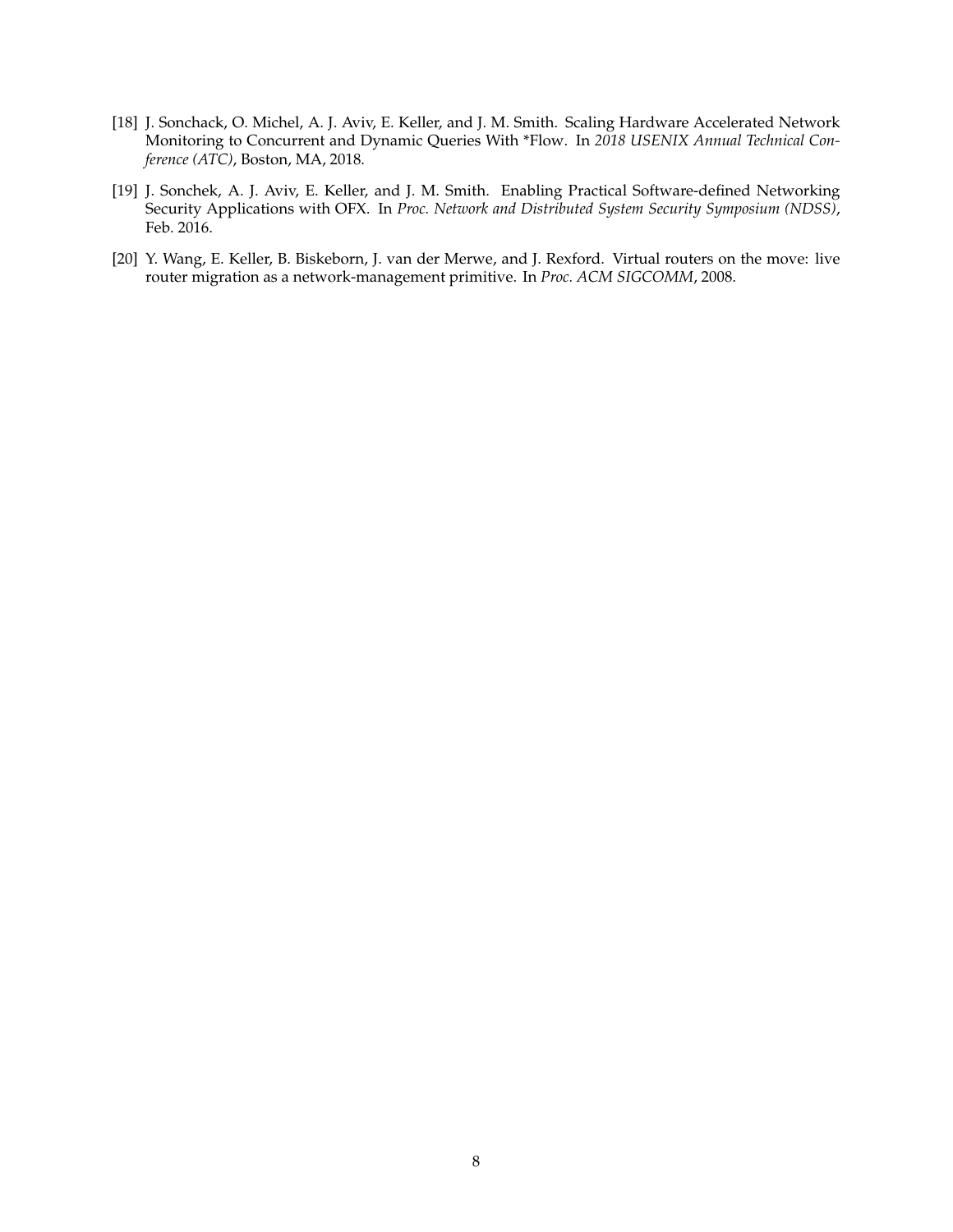[18] J. Sonchack, O. Michel, A. J. Aviv, E. Keller, and J. M. Smith. Scaling Hardware Accelerated Network Monitoring to Concurrent and Dynamic Queries With *Flow. In *2018 USENIX Annual Technical Conference (ATC)*, Boston, MA, 2018.

[19] J. Sonchek, A. J. Aviv, E. Keller, and J. M. Smith. Enabling Practical Software-defined Networking Security Applications with OFX. In *Proc. Network and Distributed System Security Symposium (NDSS)*, Feb. 2016.

[20] Y. Wang, E. Keller, B. Biskeborn, J. van der Merwe, and J. Rexford. Virtual routers on the move: live router migration as a network-management primitive. In *Proc. ACM SIGCOMM*, 2008.